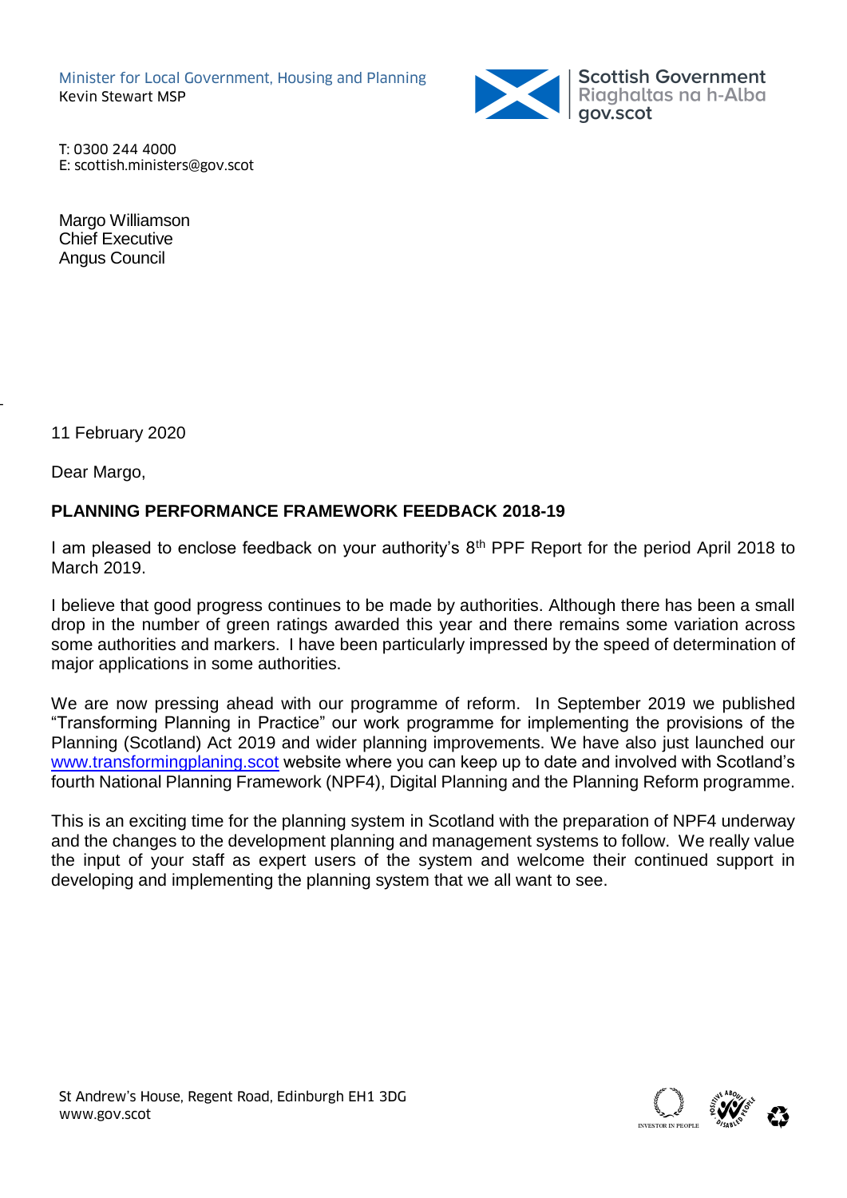Minister for Local Government, Housing and Planning
Kevin Stewart MSP

Scottish Government
Riaghaltas na h-Alba
gov.scot

T: 0300 244 4000
E: scottish.ministers@gov.scot

Margo Williamson
Chief Executive
Angus Council

11 February 2020

Dear Margo,

**PLANNING PERFORMANCE FRAMEWORK FEEDBACK 2018-19**

I am pleased to enclose feedback on your authority's 8th PPF Report for the period April 2018 to March 2019.

I believe that good progress continues to be made by authorities. Although there has been a small drop in the number of green ratings awarded this year and there remains some variation across some authorities and markers. I have been particularly impressed by the speed of determination of major applications in some authorities.

We are now pressing ahead with our programme of reform. In September 2019 we published "Transforming Planning in Practice" our work programme for implementing the provisions of the Planning (Scotland) Act 2019 and wider planning improvements. We have also just launched our [www.transformingplaning.scot](www.transformingplaning.scot) website where you can keep up to date and involved with Scotland's fourth National Planning Framework (NPF4), Digital Planning and the Planning Reform programme.

This is an exciting time for the planning system in Scotland with the preparation of NPF4 underway and the changes to the development planning and management systems to follow. We really value the input of your staff as expert users of the system and welcome their continued support in developing and implementing the planning system that we all want to see.

St Andrew's House, Regent Road, Edinburgh EH1 3DG
www.gov.scot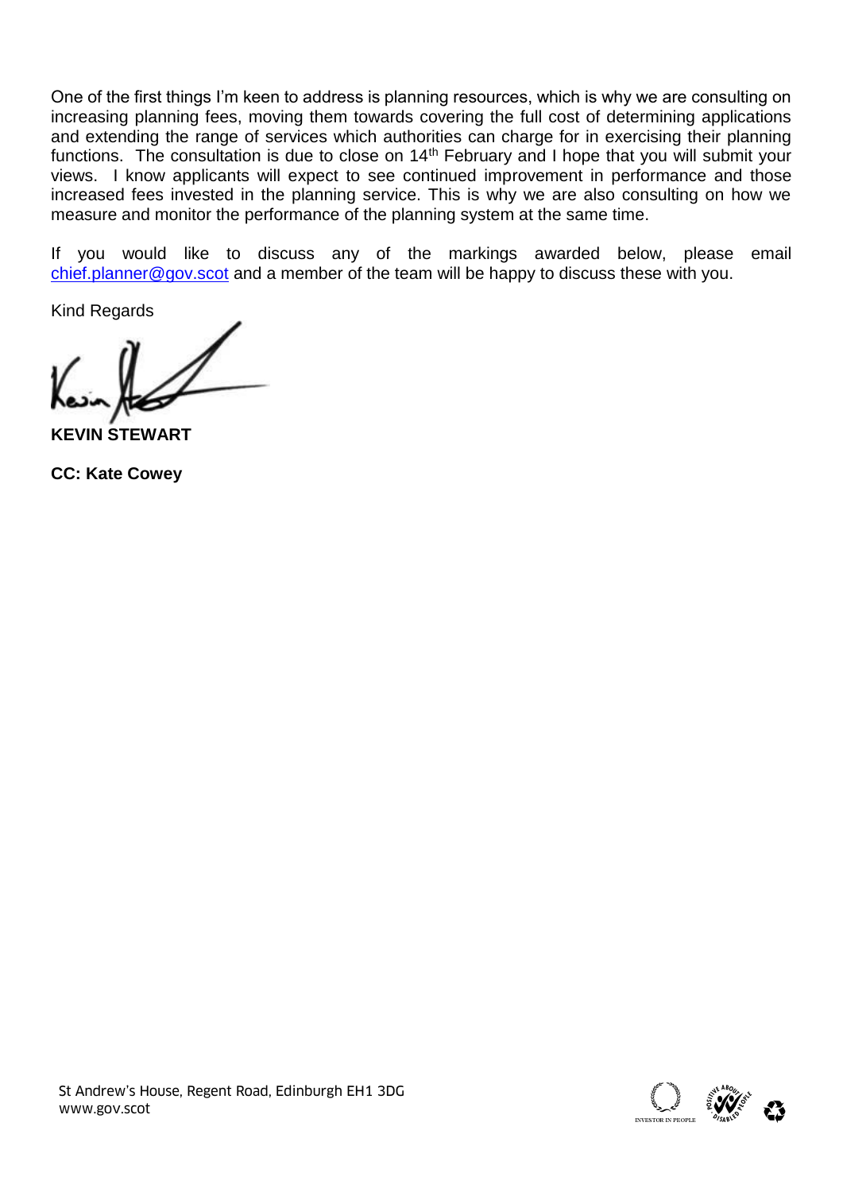One of the first things I'm keen to address is planning resources, which is why we are consulting on increasing planning fees, moving them towards covering the full cost of determining applications and extending the range of services which authorities can charge for in exercising their planning functions. The consultation is due to close on 14th February and I hope that you will submit your views. I know applicants will expect to see continued improvement in performance and those increased fees invested in the planning service. This is why we are also consulting on how we measure and monitor the performance of the planning system at the same time.

If you would like to discuss any of the markings awarded below, please email chief.planner@gov.scot and a member of the team will be happy to discuss these with you.

Kind Regards

**KEVIN STEWART**

**CC: Kate Cowey**

St Andrew's House, Regent Road, Edinburgh EH1 3DG
www.gov.scot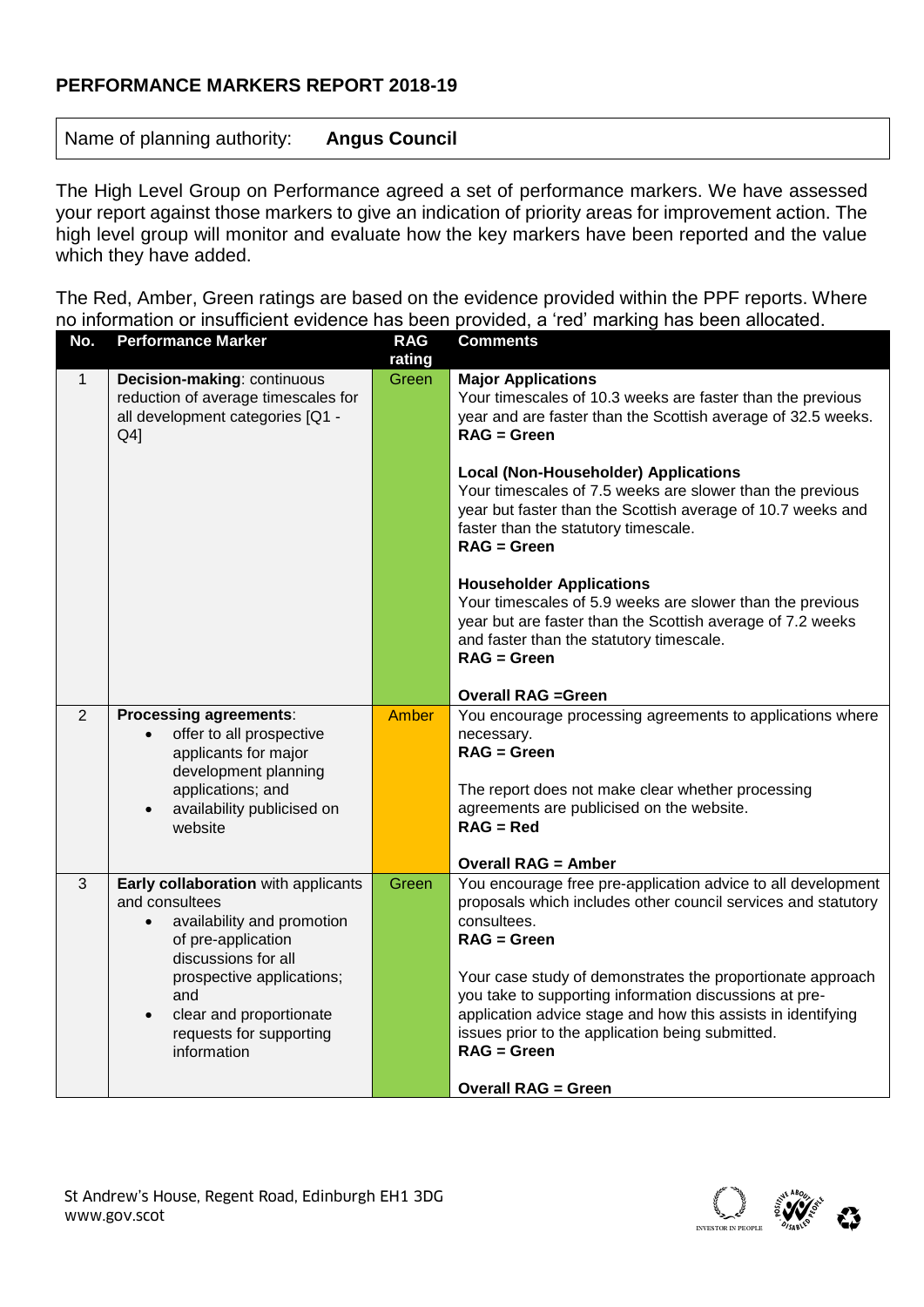## PERFORMANCE MARKERS REPORT 2018-19

| Name of planning authority: | **Angus Council** |
|---|---|

The High Level Group on Performance agreed a set of performance markers. We have assessed your report against those markers to give an indication of priority areas for improvement action. The high level group will monitor and evaluate how the key markers have been reported and the value which they have added.

The Red, Amber, Green ratings are based on the evidence provided within the PPF reports. Where no information or insufficient evidence has been provided, a 'red' marking has been allocated.

| No. | Performance Marker | RAG rating | Comments |
|---|---|---|---|
| 1 | **Decision-making**: continuous reduction of average timescales for all development categories [Q1 - Q4] | Green | **Major Applications**<br>Your timescales of 10.3 weeks are faster than the previous year and are faster than the Scottish average of 32.5 weeks.<br>**RAG = Green**<br><br>**Local (Non-Householder) Applications**<br>Your timescales of 7.5 weeks are slower than the previous year but faster than the Scottish average of 10.7 weeks and faster than the statutory timescale.<br>**RAG = Green**<br><br>**Householder Applications**<br>Your timescales of 5.9 weeks are slower than the previous year but are faster than the Scottish average of 7.2 weeks and faster than the statutory timescale.<br>**RAG = Green**<br><br>**Overall RAG =Green** |
| 2 | **Processing agreements**:<br>• offer to all prospective applicants for major development planning applications; and<br>• availability publicised on website | Amber | You encourage processing agreements to applications where necessary.<br>**RAG = Green**<br><br>The report does not make clear whether processing agreements are publicised on the website.<br>**RAG = Red**<br><br>**Overall RAG = Amber** |
| 3 | **Early collaboration** with applicants and consultees<br>• availability and promotion of pre-application discussions for all prospective applications; and<br>• clear and proportionate requests for supporting information | Green | You encourage free pre-application advice to all development proposals which includes other council services and statutory consultees.<br>**RAG = Green**<br><br>Your case study of demonstrates the proportionate approach you take to supporting information discussions at pre-application advice stage and how this assists in identifying issues prior to the application being submitted.<br>**RAG = Green**<br><br>**Overall RAG = Green** |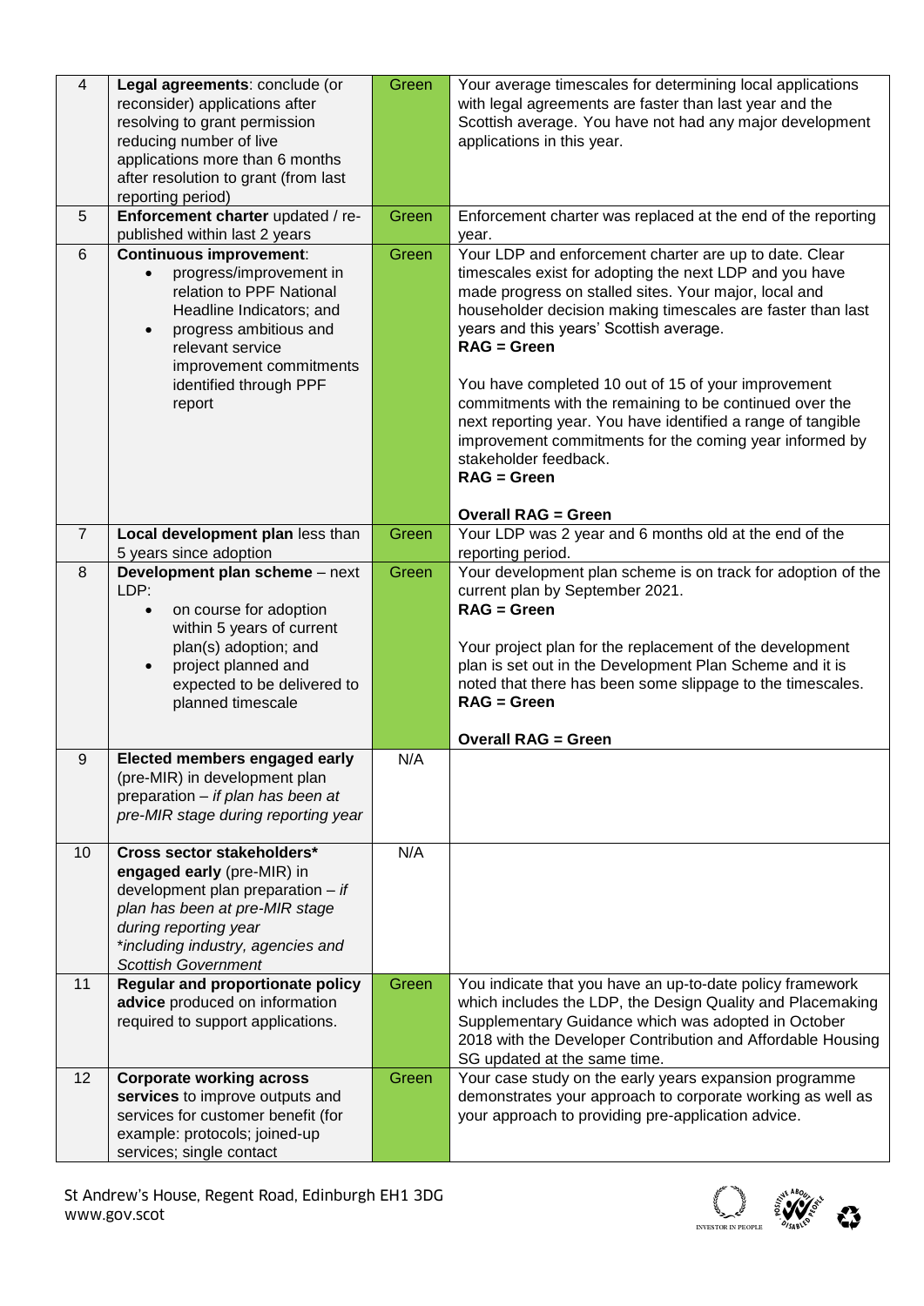| | | | |
|---|---|---|---|
| 4 | **Legal agreements**: conclude (or reconsider) applications after resolving to grant permission reducing number of live applications more than 6 months after resolution to grant (from last reporting period) | Green | Your average timescales for determining local applications with legal agreements are faster than last year and the Scottish average. You have not had any major development applications in this year. |
| 5 | **Enforcement charter** updated / re-published within last 2 years | Green | Enforcement charter was replaced at the end of the reporting year. |
| 6 | **Continuous improvement**:<br>• progress/improvement in relation to PPF National Headline Indicators; and<br>• progress ambitious and relevant service improvement commitments identified through PPF report | Green | Your LDP and enforcement charter are up to date. Clear timescales exist for adopting the next LDP and you have made progress on stalled sites. Your major, local and householder decision making timescales are faster than last years and this years' Scottish average.<br>**RAG = Green**<br><br>You have completed 10 out of 15 of your improvement commitments with the remaining to be continued over the next reporting year. You have identified a range of tangible improvement commitments for the coming year informed by stakeholder feedback.<br>**RAG = Green**<br><br>**Overall RAG = Green** |
| 7 | **Local development plan** less than 5 years since adoption | Green | Your LDP was 2 year and 6 months old at the end of the reporting period. |
| 8 | **Development plan scheme** – next LDP:<br>• on course for adoption within 5 years of current plan(s) adoption; and<br>• project planned and expected to be delivered to planned timescale | Green | Your development plan scheme is on track for adoption of the current plan by September 2021.<br>**RAG = Green**<br><br>Your project plan for the replacement of the development plan is set out in the Development Plan Scheme and it is noted that there has been some slippage to the timescales.<br>**RAG = Green**<br><br>**Overall RAG = Green** |
| 9 | **Elected members engaged early** (pre-MIR) in development plan preparation – *if plan has been at pre-MIR stage during reporting year* | N/A | |
| 10 | **Cross sector stakeholders\* engaged early** (pre-MIR) in development plan preparation – *if plan has been at pre-MIR stage during reporting year*<br>*\*including industry, agencies and Scottish Government* | N/A | |
| 11 | **Regular and proportionate policy advice** produced on information required to support applications. | Green | You indicate that you have an up-to-date policy framework which includes the LDP, the Design Quality and Placemaking Supplementary Guidance which was adopted in October 2018 with the Developer Contribution and Affordable Housing SG updated at the same time. |
| 12 | **Corporate working across services** to improve outputs and services for customer benefit (for example: protocols; joined-up services; single contact | Green | Your case study on the early years expansion programme demonstrates your approach to corporate working as well as your approach to providing pre-application advice. |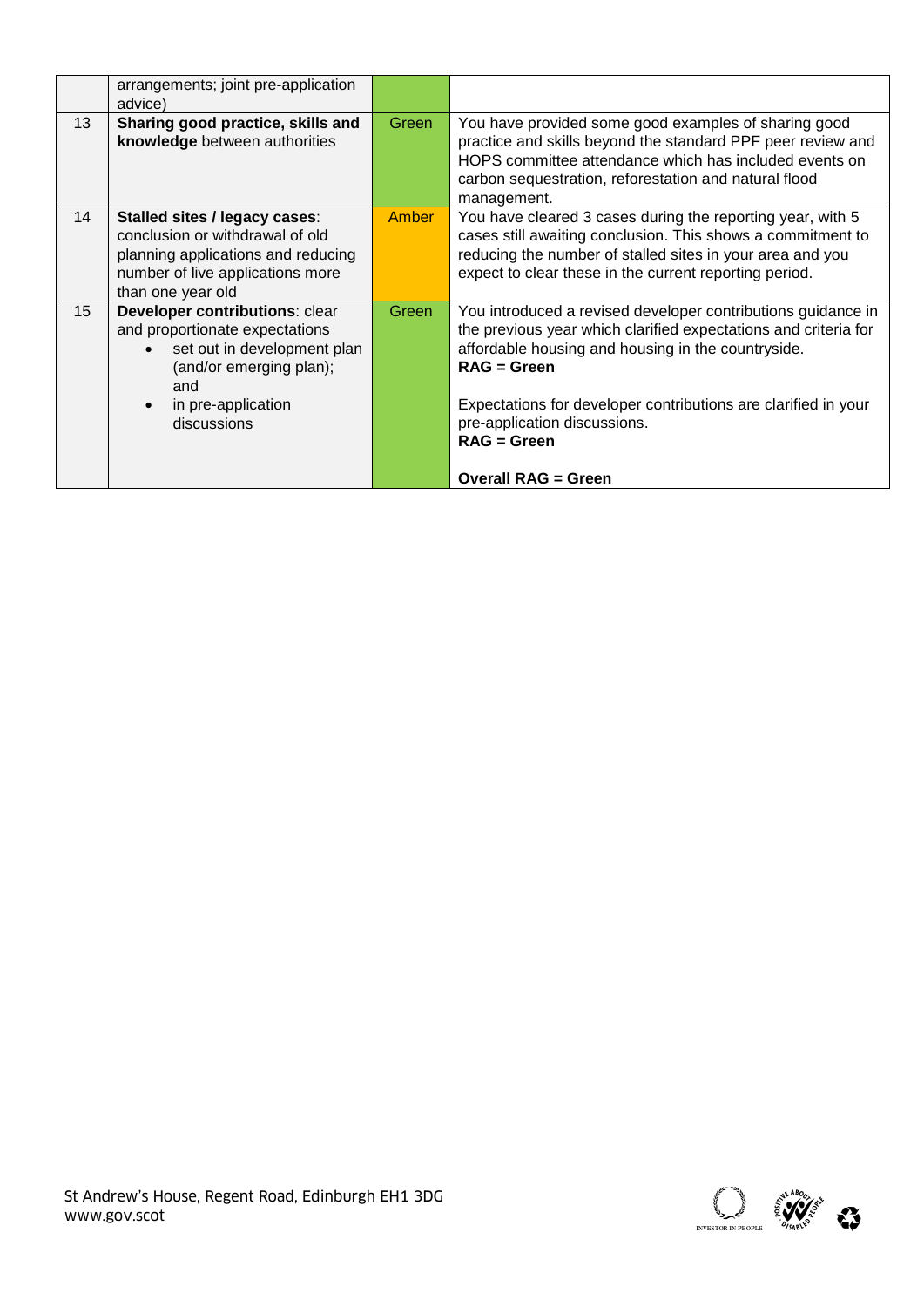| | | | |
|---|---|---|---|
| | arrangements; joint pre-application advice) | | |
| 13 | **Sharing good practice, skills and knowledge** between authorities | Green | You have provided some good examples of sharing good practice and skills beyond the standard PPF peer review and HOPS committee attendance which has included events on carbon sequestration, reforestation and natural flood management. |
| 14 | **Stalled sites / legacy cases**: conclusion or withdrawal of old planning applications and reducing number of live applications more than one year old | Amber | You have cleared 3 cases during the reporting year, with 5 cases still awaiting conclusion. This shows a commitment to reducing the number of stalled sites in your area and you expect to clear these in the current reporting period. |
| 15 | **Developer contributions**: clear and proportionate expectations<br>• set out in development plan (and/or emerging plan); and<br>• in pre-application discussions | Green | You introduced a revised developer contributions guidance in the previous year which clarified expectations and criteria for affordable housing and housing in the countryside.<br>**RAG = Green**<br><br>Expectations for developer contributions are clarified in your pre-application discussions.<br>**RAG = Green**<br><br>**Overall RAG = Green** |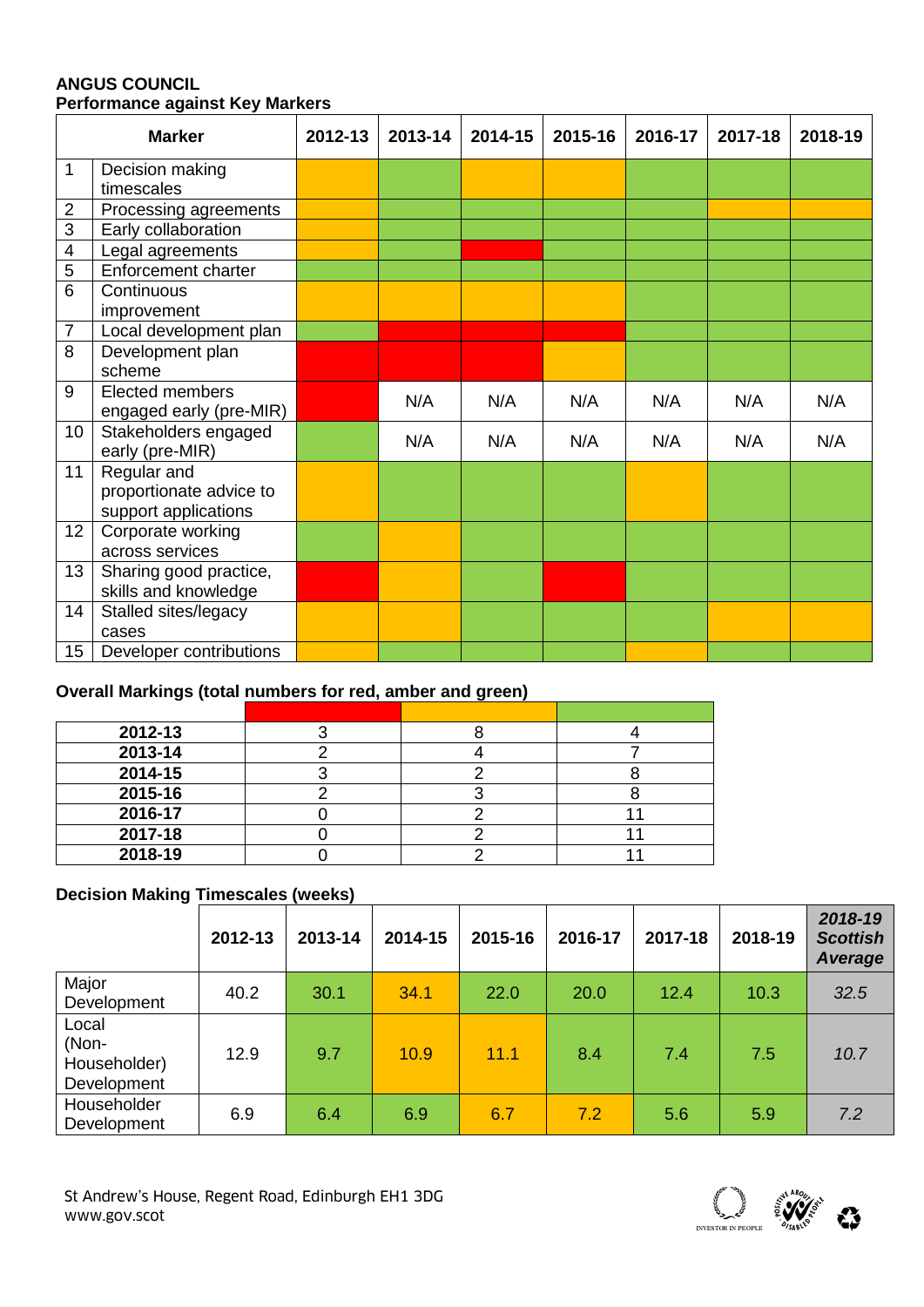**ANGUS COUNCIL**
**Performance against Key Markers**

| | Marker | 2012-13 | 2013-14 | 2014-15 | 2015-16 | 2016-17 | 2017-18 | 2018-19 |
|---|---|---|---|---|---|---|---|---|
| 1 | Decision making timescales | | | | | | | |
| 2 | Processing agreements | | | | | | | |
| 3 | Early collaboration | | | | | | | |
| 4 | Legal agreements | | | | | | | |
| 5 | Enforcement charter | | | | | | | |
| 6 | Continuous improvement | | | | | | | |
| 7 | Local development plan | | | | | | | |
| 8 | Development plan scheme | | | | | | | |
| 9 | Elected members engaged early (pre-MIR) | | N/A | N/A | N/A | N/A | N/A | N/A |
| 10 | Stakeholders engaged early (pre-MIR) | | N/A | N/A | N/A | N/A | N/A | N/A |
| 11 | Regular and proportionate advice to support applications | | | | | | | |
| 12 | Corporate working across services | | | | | | | |
| 13 | Sharing good practice, skills and knowledge | | | | | | | |
| 14 | Stalled sites/legacy cases | | | | | | | |
| 15 | Developer contributions | | | | | | | |

**Overall Markings (total numbers for red, amber and green)**

| | Red | Amber | Green |
|---|---|---|---|
| **2012-13** | 3 | 8 | 4 |
| **2013-14** | 2 | 4 | 7 |
| **2014-15** | 3 | 2 | 8 |
| **2015-16** | 2 | 3 | 8 |
| **2016-17** | 0 | 2 | 11 |
| **2017-18** | 0 | 2 | 11 |
| **2018-19** | 0 | 2 | 11 |

**Decision Making Timescales (weeks)**

| | 2012-13 | 2013-14 | 2014-15 | 2015-16 | 2016-17 | 2017-18 | 2018-19 | *2018-19 Scottish Average* |
|---|---|---|---|---|---|---|---|---|
| Major Development | 40.2 | 30.1 | 34.1 | 22.0 | 20.0 | 12.4 | 10.3 | *32.5* |
| Local (Non-Householder) Development | 12.9 | 9.7 | 10.9 | 11.1 | 8.4 | 7.4 | 7.5 | *10.7* |
| Householder Development | 6.9 | 6.4 | 6.9 | 6.7 | 7.2 | 5.6 | 5.9 | *7.2* |